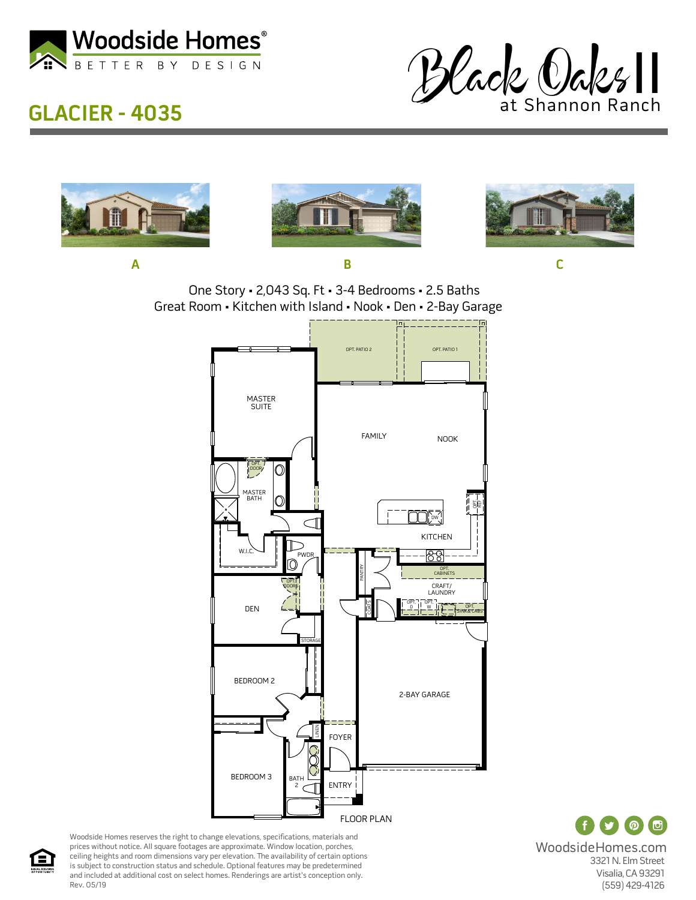Woodside Homes®

BETTER BY DESIGN

# GLACIER - 4035

Black Oaks II at Shannon Ranch

A

B

C

One Story • 2,043 Sq. Ft • 3-4 Bedrooms • 2.5 Baths

Great Room • Kitchen with Island • Nook • Den • 2-Bay Garage

OPT. PATIO 2

OPT. PATIO 1

MASTER SUITE

FAMILY

NOOK

OPT. DOOR

MASTER BATH

KITCHEN

DW

W.I.C.

PWDR

PANTRY

OPT. CABINETS

CRAFT/ LAUNDRY

OPT. DOORS

DEN

COATS

OPT. D

OPT. W

OPT. SINK & CABS

STORAGE

BEDROOM 2

2-BAY GARAGE

LINEN

FOYER

BEDROOM 3

BATH 2

ENTRY

FLOOR PLAN

Woodside Homes reserves the right to change elevations, specifications, materials and prices without notice. All square footages are approximate. Window location, porches, ceiling heights and room dimensions vary per elevation. The availability of certain options is subject to construction status and schedule. Optional features may be predetermined and included at additional cost on select homes. Renderings are artist's conception only. Rev. 05/19

EQUAL HOUSING OPPORTUNITY

WoodsideHomes.com

3321 N. Elm Street

Visalia, CA 93291

(559) 429-4126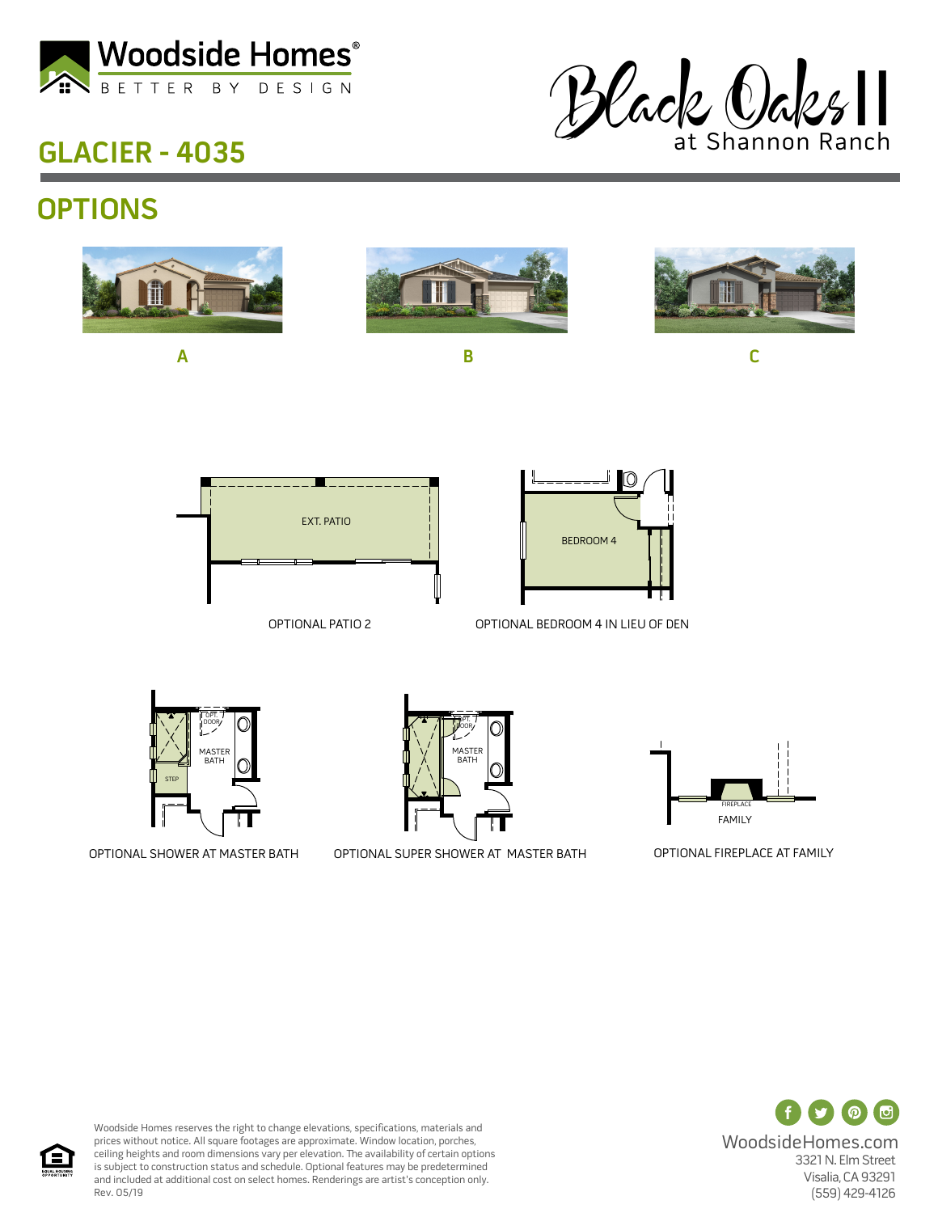Woodside Homes®

BETTER BY DESIGN

Black Oaks II at Shannon Ranch

## GLACIER - 4035

## OPTIONS

A

B

C

EXT. PATIO

OPTIONAL PATIO 2

BEDROOM 4

OPTIONAL BEDROOM 4 IN LIEU OF DEN

OPT. DOOR

MASTER BATH

STEP

OPTIONAL SHOWER AT MASTER BATH

OPT. DOOR

MASTER BATH

OPTIONAL SUPER SHOWER AT MASTER BATH

FIREPLACE

FAMILY

OPTIONAL FIREPLACE AT FAMILY

Woodside Homes reserves the right to change elevations, specifications, materials and prices without notice. All square footages are approximate. Window location, porches, ceiling heights and room dimensions vary per elevation. The availability of certain options is subject to construction status and schedule. Optional features may be predetermined and included at additional cost on select homes. Renderings are artist's conception only. Rev. 05/19

WoodsideHomes.com
3321 N. Elm Street
Visalia, CA 93291
(559) 429-4126